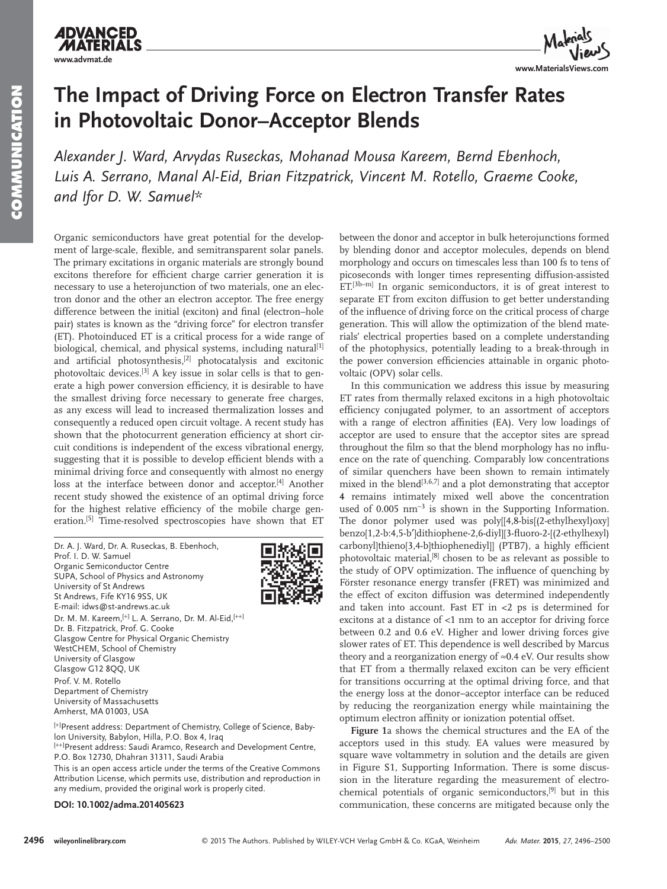# The Impact of Driving Force on Electron Transfer Rates in Photovoltaic Donor–Acceptor Blends

*Alexander J. Ward, Arvydas Ruseckas, Mohanad Mousa Kareem, Bernd Ebenhoch, Luis A. Serrano, Manal Al-Eid, Brian Fitzpatrick, Vincent M. Rotello, Graeme Cooke, and Ifor D. W. Samuel\**

Organic semiconductors have great potential for the development of large-scale, flexible, and semitransparent solar panels. The primary excitations in organic materials are strongly bound excitons therefore for efficient charge carrier generation it is necessary to use a heterojunction of two materials, one an electron donor and the other an electron acceptor. The free energy difference between the initial (exciton) and final (electron–hole pair) states is known as the "driving force" for electron transfer (ET). Photoinduced ET is a critical process for a wide range of biological, chemical, and physical systems, including natural[1] and artificial photosynthesis,[2] photocatalysis and excitonic photovoltaic devices.[3] A key issue in solar cells is that to generate a high power conversion efficiency, it is desirable to have the smallest driving force necessary to generate free charges, as any excess will lead to increased thermalization losses and consequently a reduced open circuit voltage. A recent study has shown that the photocurrent generation efficiency at short circuit conditions is independent of the excess vibrational energy, suggesting that it is possible to develop efficient blends with a minimal driving force and consequently with almost no energy loss at the interface between donor and acceptor.[4] Another recent study showed the existence of an optimal driving force for the highest relative efficiency of the mobile charge generation.[5] Time-resolved spectroscopies have shown that ET between the donor and acceptor in bulk heterojunctions formed by blending donor and acceptor molecules, depends on blend morphology and occurs on timescales less than 100 fs to tens of picoseconds with longer times representing diffusion-assisted ET.[3b–m] In organic semiconductors, it is of great interest to separate ET from exciton diffusion to get better understanding of the influence of driving force on the critical process of charge generation. This will allow the optimization of the blend materials' electrical properties based on a complete understanding of the photophysics, potentially leading to a break-through in the power conversion efficiencies attainable in organic photovoltaic (OPV) solar cells.

In this communication we address this issue by measuring ET rates from thermally relaxed excitons in a high photovoltaic efficiency conjugated polymer, to an assortment of acceptors with a range of electron affinities (EA). Very low loadings of acceptor are used to ensure that the acceptor sites are spread throughout the film so that the blend morphology has no influence on the rate of quenching. Comparably low concentrations of similar quenchers have been shown to remain intimately mixed in the blend[3,6,7] and a plot demonstrating that acceptor **4** remains intimately mixed well above the concentration used of 0.005 $nm^{-3}$ is shown in the Supporting Information. The donor polymer used was poly[[4,8-bis[(2-ethylhexyl)oxy]benzo[1,2-b:4,5-b′]dithiophene-2,6-diyl][3-fluoro-2-[(2-ethylhexyl)carbonyl]thieno[3,4-b]thiophenediyl]] (PTB7), a highly efficient photovoltaic material,[8] chosen to be as relevant as possible to the study of OPV optimization. The influence of quenching by Förster resonance energy transfer (FRET) was minimized and the effect of exciton diffusion was determined independently and taken into account. Fast ET in <2 ps is determined for excitons at a distance of <1 nm to an acceptor for driving force between 0.2 and 0.6 eV. Higher and lower driving forces give slower rates of ET. This dependence is well described by Marcus theory and a reorganization energy of ≈0.4 eV. Our results show that ET from a thermally relaxed exciton can be very efficient for transitions occurring at the optimal driving force, and that the energy loss at the donor–acceptor interface can be reduced by reducing the reorganization energy while maintaining the optimum electron affinity or ionization potential offset.

**Figure 1**a shows the chemical structures and the EA of the acceptors used in this study. EA values were measured by square wave voltammetry in solution and the details are given in Figure S1, Supporting Information. There is some discussion in the literature regarding the measurement of electrochemical potentials of organic semiconductors,[9] but in this communication, these concerns are mitigated because only the

Dr. A. J. Ward, Dr. A. Ruseckas, B. Ebenhoch, Prof. I. D. W. Samuel
Organic Semiconductor Centre
SUPA, School of Physics and Astronomy
University of St Andrews
St Andrews, Fife KY16 9SS, UK
E-mail: idws@st-andrews.ac.uk

Dr. M. M. Kareem,[+] L. A. Serrano, Dr. M. Al-Eid,[++] Dr. B. Fitzpatrick, Prof. G. Cooke
Glasgow Centre for Physical Organic Chemistry
WestCHEM, School of Chemistry
University of Glasgow
Glasgow G12 8QQ, UK

Prof. V. M. Rotello
Department of Chemistry
University of Massachusetts
Amherst, MA 01003, USA

[+]Present address: Department of Chemistry, College of Science, Babylon University, Babylon, Hilla, P.O. Box 4, Iraq

[++]Present address: Saudi Aramco, Research and Development Centre, P.O. Box 12730, Dhahran 31311, Saudi Arabia

This is an open access article under the terms of the Creative Commons Attribution License, which permits use, distribution and reproduction in any medium, provided the original work is properly cited.

**DOI: 10.1002/adma.201405623**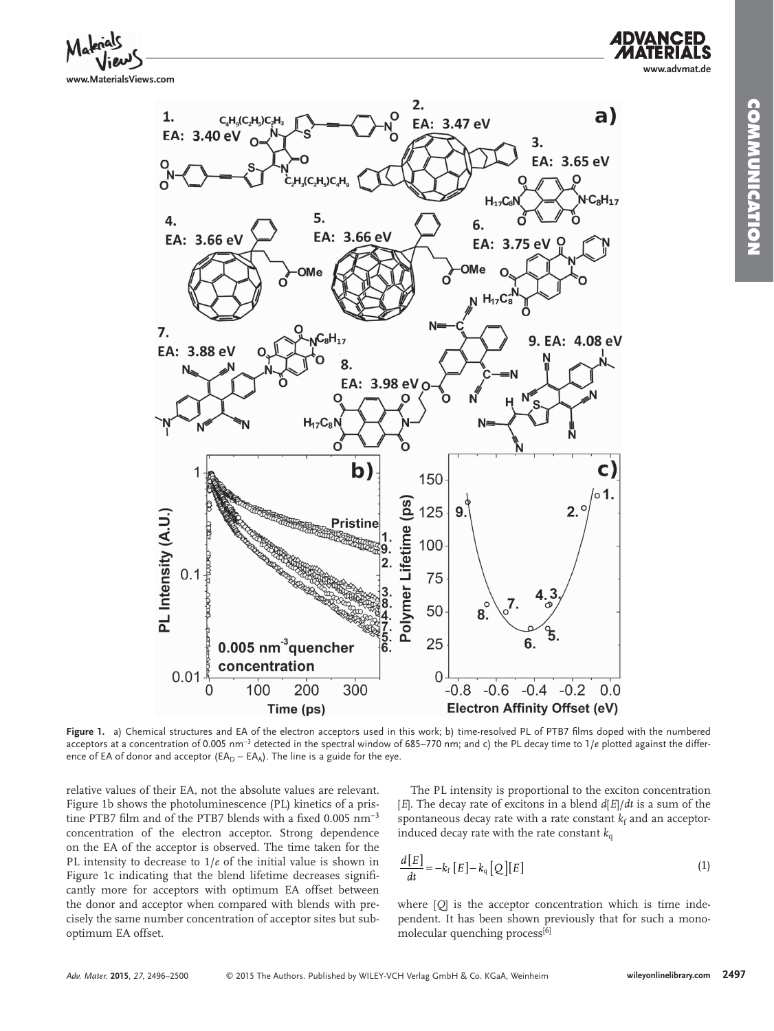**Figure 1.** a) Chemical structures and EA of the electron acceptors used in this work; b) time-resolved PL of PTB7 films doped with the numbered acceptors at a concentration of 0.005 nm$^{-3}$ detected in the spectral window of 685–770 nm; and c) the PL decay time to 1/*e* plotted against the difference of EA of donor and acceptor ($EA_D - EA_A$). The line is a guide for the eye.

relative values of their EA, not the absolute values are relevant. Figure 1b shows the photoluminescence (PL) kinetics of a pristine PTB7 film and of the PTB7 blends with a fixed 0.005 nm$^{-3}$ concentration of the electron acceptor. Strong dependence on the EA of the acceptor is observed. The time taken for the PL intensity to decrease to 1/*e* of the initial value is shown in Figure 1c indicating that the blend lifetime decreases significantly more for acceptors with optimum EA offset between the donor and acceptor when compared with blends with precisely the same number concentration of acceptor sites but suboptimum EA offset.

The PL intensity is proportional to the exciton concentration $[E]$. The decay rate of excitons in a blend $d[E]/dt$ is a sum of the spontaneous decay rate with a rate constant $k_f$ and an acceptor-induced decay rate with the rate constant $k_q$

$$\frac{d[E]}{dt} = -k_f [E] - k_q [Q][E] \tag{1}$$

where $[Q]$ is the acceptor concentration which is time independent. It has been shown previously that for such a monomolecular quenching process[6]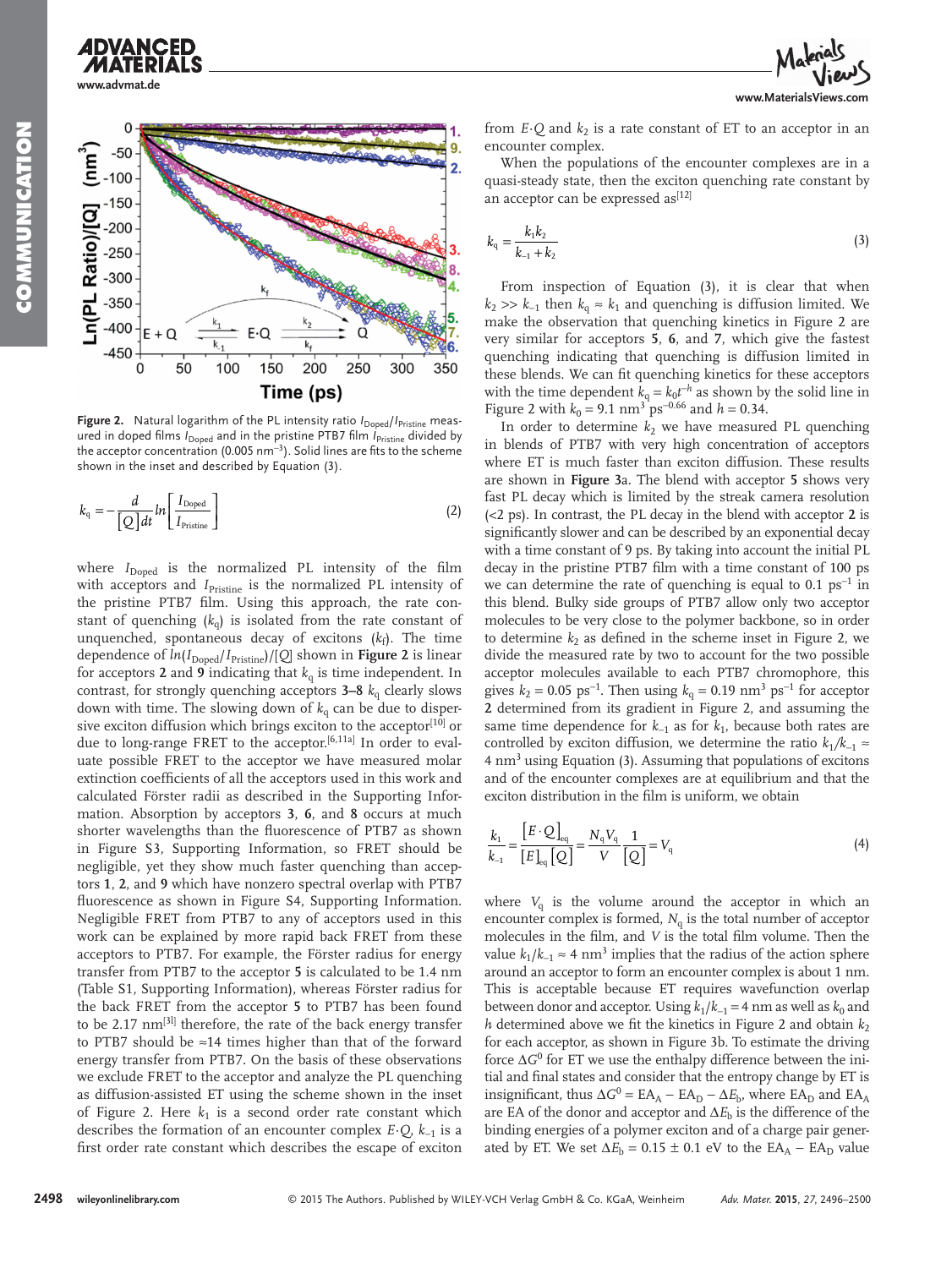Figure 2. Natural logarithm of the PL intensity ratio $I_{Doped}/I_{Pristine}$ measured in doped films $I_{Doped}$ and in the pristine PTB7 film $I_{Pristine}$ divided by the acceptor concentration (0.005 nm$^{-3}$). Solid lines are fits to the scheme shown in the inset and described by Equation (3).

$$k_q = -\frac{d}{[Q]dt} ln\left[\frac{I_{Doped}}{I_{Pristine}}\right] \tag{2}$$

where $I_{Doped}$ is the normalized PL intensity of the film with acceptors and $I_{Pristine}$ is the normalized PL intensity of the pristine PTB7 film. Using this approach, the rate constant of quenching ($k_q$) is isolated from the rate constant of unquenched, spontaneous decay of excitons ($k_f$). The time dependence of $ln(I_{Doped}/I_{Pristine})/[Q]$ shown in **Figure 2** is linear for acceptors **2** and **9** indicating that $k_q$ is time independent. In contrast, for strongly quenching acceptors **3–8** $k_q$ clearly slows down with time. The slowing down of $k_q$ can be due to dispersive exciton diffusion which brings exciton to the acceptor[10] or due to long-range FRET to the acceptor.[6,11a] In order to evaluate possible FRET to the acceptor we have measured molar extinction coefficients of all the acceptors used in this work and calculated Förster radii as described in the Supporting Information. Absorption by acceptors **3**, **6**, and **8** occurs at much shorter wavelengths than the fluorescence of PTB7 as shown in Figure S3, Supporting Information, so FRET should be negligible, yet they show much faster quenching than acceptors **1**, **2**, and **9** which have nonzero spectral overlap with PTB7 fluorescence as shown in Figure S4, Supporting Information. Negligible FRET from PTB7 to any of acceptors used in this work can be explained by more rapid back FRET from these acceptors to PTB7. For example, the Förster radius for energy transfer from PTB7 to the acceptor **5** is calculated to be 1.4 nm (Table S1, Supporting Information), whereas Förster radius for the back FRET from the acceptor **5** to PTB7 has been found to be 2.17 nm[3l] therefore, the rate of the back energy transfer to PTB7 should be ≈14 times higher than that of the forward energy transfer from PTB7. On the basis of these observations we exclude FRET to the acceptor and analyze the PL quenching as diffusion-assisted ET using the scheme shown in the inset of Figure 2. Here $k_1$ is a second order rate constant which describes the formation of an encounter complex $E{\cdot}Q$, $k_{-1}$ is a first order rate constant which describes the escape of exciton from $E{\cdot}Q$ and $k_2$ is a rate constant of ET to an acceptor in an encounter complex.

When the populations of the encounter complexes are in a quasi-steady state, then the exciton quenching rate constant by an acceptor can be expressed as[12]

$$k_q = \frac{k_1 k_2}{k_{-1} + k_2} \tag{3}$$

From inspection of Equation (3), it is clear that when $k_2 >> k_{-1}$ then $k_q \approx k_1$ and quenching is diffusion limited. We make the observation that quenching kinetics in Figure 2 are very similar for acceptors **5**, **6**, and **7**, which give the fastest quenching indicating that quenching is diffusion limited in these blends. We can fit quenching kinetics for these acceptors with the time dependent $k_q = k_0 t^{-h}$ as shown by the solid line in Figure 2 with $k_0 = 9.1$ nm$^3$ ps$^{-0.66}$ and $h = 0.34$.

In order to determine $k_2$ we have measured PL quenching in blends of PTB7 with very high concentration of acceptors where ET is much faster than exciton diffusion. These results are shown in **Figure 3**a. The blend with acceptor **5** shows very fast PL decay which is limited by the streak camera resolution (<2 ps). In contrast, the PL decay in the blend with acceptor **2** is significantly slower and can be described by an exponential decay with a time constant of 9 ps. By taking into account the initial PL decay in the pristine PTB7 film with a time constant of 100 ps we can determine the rate of quenching is equal to 0.1 ps$^{-1}$ in this blend. Bulky side groups of PTB7 allow only two acceptor molecules to be very close to the polymer backbone, so in order to determine $k_2$ as defined in the scheme inset in Figure 2, we divide the measured rate by two to account for the two possible acceptor molecules available to each PTB7 chromophore, this gives $k_2 = 0.05$ ps$^{-1}$. Then using $k_q = 0.19$ nm$^3$ ps$^{-1}$ for acceptor **2** determined from its gradient in Figure 2, and assuming the same time dependence for $k_{-1}$ as for $k_1$, because both rates are controlled by exciton diffusion, we determine the ratio $k_1/k_{-1} \approx 4$ nm$^3$ using Equation (3). Assuming that populations of excitons and of the encounter complexes are at equilibrium and that the exciton distribution in the film is uniform, we obtain

$$\frac{k_1}{k_{-1}} = \frac{[E \cdot Q]_{eq}}{[E]_{eq}[Q]} = \frac{N_q V_q}{V} \frac{1}{[Q]} = V_q \tag{4}$$

where $V_q$ is the volume around the acceptor in which an encounter complex is formed, $N_q$ is the total number of acceptor molecules in the film, and $V$ is the total film volume. Then the value $k_1/k_{-1} \approx 4$ nm$^3$ implies that the radius of the action sphere around an acceptor to form an encounter complex is about 1 nm. This is acceptable because ET requires wavefunction overlap between donor and acceptor. Using $k_1/k_{-1} = 4$ nm as well as $k_0$ and $h$ determined above we fit the kinetics in Figure 2 and obtain $k_2$ for each acceptor, as shown in Figure 3b. To estimate the driving force $\Delta G^0$ for ET we use the enthalpy difference between the initial and final states and consider that the entropy change by ET is insignificant, thus $\Delta G^0 = EA_A - EA_D - \Delta E_b$, where $EA_D$ and $EA_A$ are EA of the donor and acceptor and $\Delta E_b$ is the difference of the binding energies of a polymer exciton and of a charge pair generated by ET. We set $\Delta E_b = 0.15 \pm 0.1$ eV to the $EA_A - EA_D$ value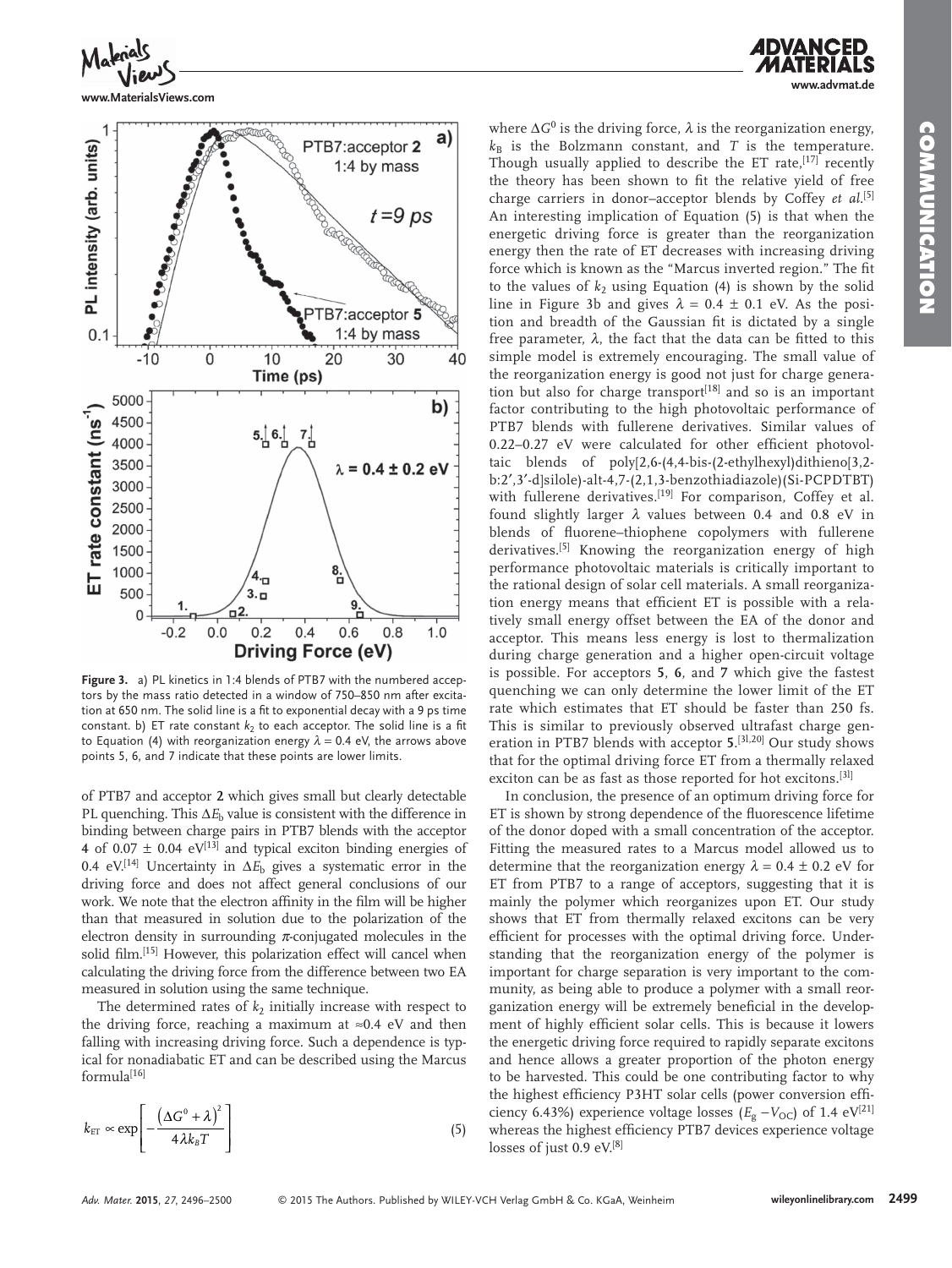**Figure 3.** a) PL kinetics in 1:4 blends of PTB7 with the numbered acceptors by the mass ratio detected in a window of 750–850 nm after excitation at 650 nm. The solid line is a fit to exponential decay with a 9 ps time constant. b) ET rate constant $k_2$ to each acceptor. The solid line is a fit to Equation (4) with reorganization energy $\lambda = 0.4$ eV, the arrows above points 5, 6, and 7 indicate that these points are lower limits.

of PTB7 and acceptor **2** which gives small but clearly detectable PL quenching. This $\Delta E_b$ value is consistent with the difference in binding between charge pairs in PTB7 blends with the acceptor **4** of 0.07 ± 0.04 eV[13] and typical exciton binding energies of 0.4 eV.[14] Uncertainty in $\Delta E_b$ gives a systematic error in the driving force and does not affect general conclusions of our work. We note that the electron affinity in the film will be higher than that measured in solution due to the polarization of the electron density in surrounding $\pi$-conjugated molecules in the solid film.[15] However, this polarization effect will cancel when calculating the driving force from the difference between two EA measured in solution using the same technique.

The determined rates of $k_2$ initially increase with respect to the driving force, reaching a maximum at ≈0.4 eV and then falling with increasing driving force. Such a dependence is typical for nonadiabatic ET and can be described using the Marcus formula[16]

$$k_{ET} \propto \exp\left[-\frac{\left(\Delta G^0 + \lambda\right)^2}{4\lambda k_B T}\right] \quad (5)$$

where $\Delta G^0$ is the driving force, $\lambda$ is the reorganization energy, $k_B$ is the Bolzmann constant, and $T$ is the temperature. Though usually applied to describe the ET rate,[17] recently the theory has been shown to fit the relative yield of free charge carriers in donor–acceptor blends by Coffey *et al.*[5] An interesting implication of Equation (5) is that when the energetic driving force is greater than the reorganization energy then the rate of ET decreases with increasing driving force which is known as the "Marcus inverted region." The fit to the values of $k_2$ using Equation (4) is shown by the solid line in Figure 3b and gives $\lambda = 0.4 \pm 0.1$ eV. As the position and breadth of the Gaussian fit is dictated by a single free parameter, $\lambda$, the fact that the data can be fitted to this simple model is extremely encouraging. The small value of the reorganization energy is good not just for charge generation but also for charge transport[18] and so is an important factor contributing to the high photovoltaic performance of PTB7 blends with fullerene derivatives. Similar values of 0.22–0.27 eV were calculated for other efficient photovoltaic blends of poly[2,6-(4,4-bis-(2-ethylhexyl)dithieno[3,2-b:2′,3′-d]silole)-alt-4,7-(2,1,3-benzothiadiazole)(Si-PCPDTBT) with fullerene derivatives.[19] For comparison, Coffey et al. found slightly larger $\lambda$ values between 0.4 and 0.8 eV in blends of fluorene–thiophene copolymers with fullerene derivatives.[5] Knowing the reorganization energy of high performance photovoltaic materials is critically important to the rational design of solar cell materials. A small reorganization energy means that efficient ET is possible with a relatively small energy offset between the EA of the donor and acceptor. This means less energy is lost to thermalization during charge generation and a higher open-circuit voltage is possible. For acceptors **5**, **6**, and **7** which give the fastest quenching we can only determine the lower limit of the ET rate which estimates that ET should be faster than 250 fs. This is similar to previously observed ultrafast charge generation in PTB7 blends with acceptor **5**.[3l,20] Our study shows that for the optimal driving force ET from a thermally relaxed exciton can be as fast as those reported for hot excitons.[3l]

In conclusion, the presence of an optimum driving force for ET is shown by strong dependence of the fluorescence lifetime of the donor doped with a small concentration of the acceptor. Fitting the measured rates to a Marcus model allowed us to determine that the reorganization energy $\lambda = 0.4 \pm 0.2$ eV for ET from PTB7 to a range of acceptors, suggesting that it is mainly the polymer which reorganizes upon ET. Our study shows that ET from thermally relaxed excitons can be very efficient for processes with the optimal driving force. Understanding that the reorganization energy of the polymer is important for charge separation is very important to the community, as being able to produce a polymer with a small reorganization energy will be extremely beneficial in the development of highly efficient solar cells. This is because it lowers the energetic driving force required to rapidly separate excitons and hence allows a greater proportion of the photon energy to be harvested. This could be one contributing factor to why the highest efficiency P3HT solar cells (power conversion efficiency 6.43%) experience voltage losses ($E_g - V_{OC}$) of 1.4 eV[21] whereas the highest efficiency PTB7 devices experience voltage losses of just 0.9 eV.[8]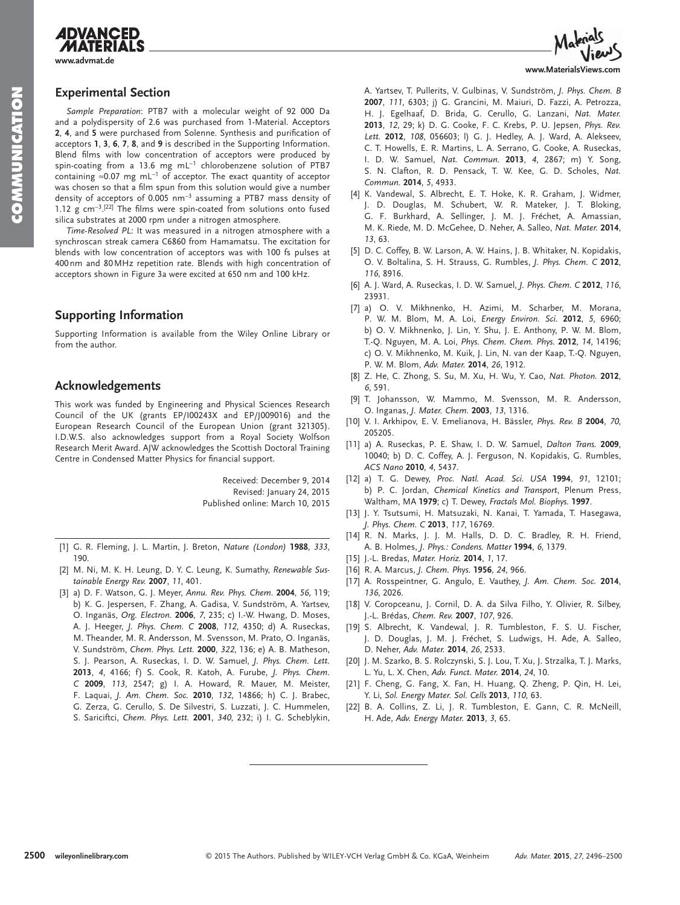## Experimental Section

*Sample Preparation*: PTB7 with a molecular weight of 92 000 Da and a polydispersity of 2.6 was purchased from 1-Material. Acceptors **2**, **4**, and **5** were purchased from Solenne. Synthesis and purification of acceptors **1**, **3**, **6**, **7**, **8**, and **9** is described in the Supporting Information. Blend films with low concentration of acceptors were produced by spin-coating from a 13.6 mg $mL^{-1}$ chlorobenzene solution of PTB7 containing ≈0.07 mg $mL^{-1}$ of acceptor. The exact quantity of acceptor was chosen so that a film spun from this solution would give a number density of acceptors of 0.005 $nm^{-3}$ assuming a PTB7 mass density of 1.12 g $cm^{-3}$.[22] The films were spin-coated from solutions onto fused silica substrates at 2000 rpm under a nitrogen atmosphere.

*Time-Resolved PL*: It was measured in a nitrogen atmosphere with a synchroscan streak camera C6860 from Hamamatsu. The excitation for blends with low concentration of acceptors was with 100 fs pulses at 400 nm and 80 MHz repetition rate. Blends with high concentration of acceptors shown in Figure 3a were excited at 650 nm and 100 kHz.

## Supporting Information

Supporting Information is available from the Wiley Online Library or from the author.

## Acknowledgements

This work was funded by Engineering and Physical Sciences Research Council of the UK (grants EP/I00243X and EP/J009016) and the European Research Council of the European Union (grant 321305). I.D.W.S. also acknowledges support from a Royal Society Wolfson Research Merit Award. AJW acknowledges the Scottish Doctoral Training Centre in Condensed Matter Physics for financial support.

Received: December 9, 2014
Revised: January 24, 2015
Published online: March 10, 2015

[1] G. R. Fleming, J. L. Martin, J. Breton, *Nature (London)* **1988**, *333*, 190.

[2] M. Ni, M. K. H. Leung, D. Y. C. Leung, K. Sumathy, *Renewable Sustainable Energy Rev.* **2007**, *11*, 401.

[3] a) D. F. Watson, G. J. Meyer, *Annu. Rev. Phys. Chem.* **2004**, *56*, 119; b) K. G. Jespersen, F. Zhang, A. Gadisa, V. Sundström, A. Yartsev, O. Inganäs, *Org. Electron.* **2006**, *7*, 235; c) I.-W. Hwang, D. Moses, A. J. Heeger, *J. Phys. Chem. C* **2008**, *112*, 4350; d) A. Ruseckas, M. Theander, M. R. Andersson, M. Svensson, M. Prato, O. Inganäs, V. Sundström, *Chem. Phys. Lett.* **2000**, *322*, 136; e) A. B. Matheson, S. J. Pearson, A. Ruseckas, I. D. W. Samuel, *J. Phys. Chem. Lett.* **2013**, *4*, 4166; f) S. Cook, R. Katoh, A. Furube, *J. Phys. Chem. C* **2009**, *113*, 2547; g) I. A. Howard, R. Mauer, M. Meister, F. Laquai, *J. Am. Chem. Soc.* **2010**, *132*, 14866; h) C. J. Brabec, G. Zerza, G. Cerullo, S. De Silvestri, S. Luzzati, J. C. Hummelen, S. Sariciftci, *Chem. Phys. Lett.* **2001**, *340*, 232; i) I. G. Scheblykin, A. Yartsev, T. Pullerits, V. Gulbinas, V. Sundström, *J. Phys. Chem. B* **2007**, *111*, 6303; j) G. Grancini, M. Maiuri, D. Fazzi, A. Petrozza, H. J. Egelhaaf, D. Brida, G. Cerullo, G. Lanzani, *Nat. Mater.* **2013**, *12*, 29; k) D. G. Cooke, F. C. Krebs, P. U. Jepsen, *Phys. Rev. Lett.* **2012**, *108*, 056603; l) G. J. Hedley, A. J. Ward, A. Alekseev, C. T. Howells, E. R. Martins, L. A. Serrano, G. Cooke, A. Ruseckas, I. D. W. Samuel, *Nat. Commun.* **2013**, *4*, 2867; m) Y. Song, S. N. Clafton, R. D. Pensack, T. W. Kee, G. D. Scholes, *Nat. Commun.* **2014**, *5*, 4933.

[4] K. Vandewal, S. Albrecht, E. T. Hoke, K. R. Graham, J. Widmer, J. D. Douglas, M. Schubert, W. R. Mateker, J. T. Bloking, G. F. Burkhard, A. Sellinger, J. M. J. Fréchet, A. Amassian, M. K. Riede, M. D. McGehee, D. Neher, A. Salleo, *Nat. Mater.* **2014**, *13*, 63.

[5] D. C. Coffey, B. W. Larson, A. W. Hains, J. B. Whitaker, N. Kopidakis, O. V. Boltalina, S. H. Strauss, G. Rumbles, *J. Phys. Chem. C* **2012**, *116*, 8916.

[6] A. J. Ward, A. Ruseckas, I. D. W. Samuel, *J. Phys. Chem. C* **2012**, *116*, 23931.

[7] a) O. V. Mikhnenko, H. Azimi, M. Scharber, M. Morana, P. W. M. Blom, M. A. Loi, *Energy Environ. Sci.* **2012**, *5*, 6960; b) O. V. Mikhnenko, J. Lin, Y. Shu, J. E. Anthony, P. W. M. Blom, T.-Q. Nguyen, M. A. Loi, *Phys. Chem. Chem. Phys.* **2012**, *14*, 14196; c) O. V. Mikhnenko, M. Kuik, J. Lin, N. van der Kaap, T.-Q. Nguyen, P. W. M. Blom, *Adv. Mater.* **2014**, *26*, 1912.

[8] Z. He, C. Zhong, S. Su, M. Xu, H. Wu, Y. Cao, *Nat. Photon.* **2012**, *6*, 591.

[9] T. Johansson, W. Mammo, M. Svensson, M. R. Andersson, O. Inganas, *J. Mater. Chem.* **2003**, *13*, 1316.

[10] V. I. Arkhipov, E. V. Emelianova, H. Bässler, *Phys. Rev. B* **2004**, *70*, 205205.

[11] a) A. Ruseckas, P. E. Shaw, I. D. W. Samuel, *Dalton Trans.* **2009**, 10040; b) D. C. Coffey, A. J. Ferguson, N. Kopidakis, G. Rumbles, *ACS Nano* **2010**, *4*, 5437.

[12] a) T. G. Dewey, *Proc. Natl. Acad. Sci. USA* **1994**, *91*, 12101; b) P. C. Jordan, *Chemical Kinetics and Transport*, Plenum Press, Waltham, MA **1979**; c) T. Dewey, *Fractals Mol. Biophys.* **1997**.

[13] J. Y. Tsutsumi, H. Matsuzaki, N. Kanai, T. Yamada, T. Hasegawa, *J. Phys. Chem. C* **2013**, *117*, 16769.

[14] R. N. Marks, J. J. M. Halls, D. D. C. Bradley, R. H. Friend, A. B. Holmes, *J. Phys.: Condens. Matter* **1994**, *6*, 1379.

[15] J.-L. Bredas, *Mater. Horiz.* **2014**, *1*, 17.

[16] R. A. Marcus, *J. Chem. Phys.* **1956**, *24*, 966.

[17] A. Rosspeintner, G. Angulo, E. Vauthey, *J. Am. Chem. Soc.* **2014**, *136*, 2026.

[18] V. Coropceanu, J. Cornil, D. A. da Silva Filho, Y. Olivier, R. Silbey, J.-L. Brédas, *Chem. Rev.* **2007**, *107*, 926.

[19] S. Albrecht, K. Vandewal, J. R. Tumbleston, F. S. U. Fischer, J. D. Douglas, M. J. M. Fréchet, S. Ludwigs, H. Ade, A. Salleo, D. Neher, *Adv. Mater.* **2014**, *26*, 2533.

[20] J. M. Szarko, B. S. Rolczynski, S. J. Lou, T. Xu, J. Strzalka, T. J. Marks, L. Yu, L. X. Chen, *Adv. Funct. Mater.* **2014**, *24*, 10.

[21] F. Cheng, G. Fang, X. Fan, H. Huang, Q. Zheng, P. Qin, H. Lei, Y. Li, *Sol. Energy Mater. Sol. Cells* **2013**, *110*, 63.

[22] B. A. Collins, Z. Li, J. R. Tumbleston, E. Gann, C. R. McNeill, H. Ade, *Adv. Energy Mater.* **2013**, *3*, 65.